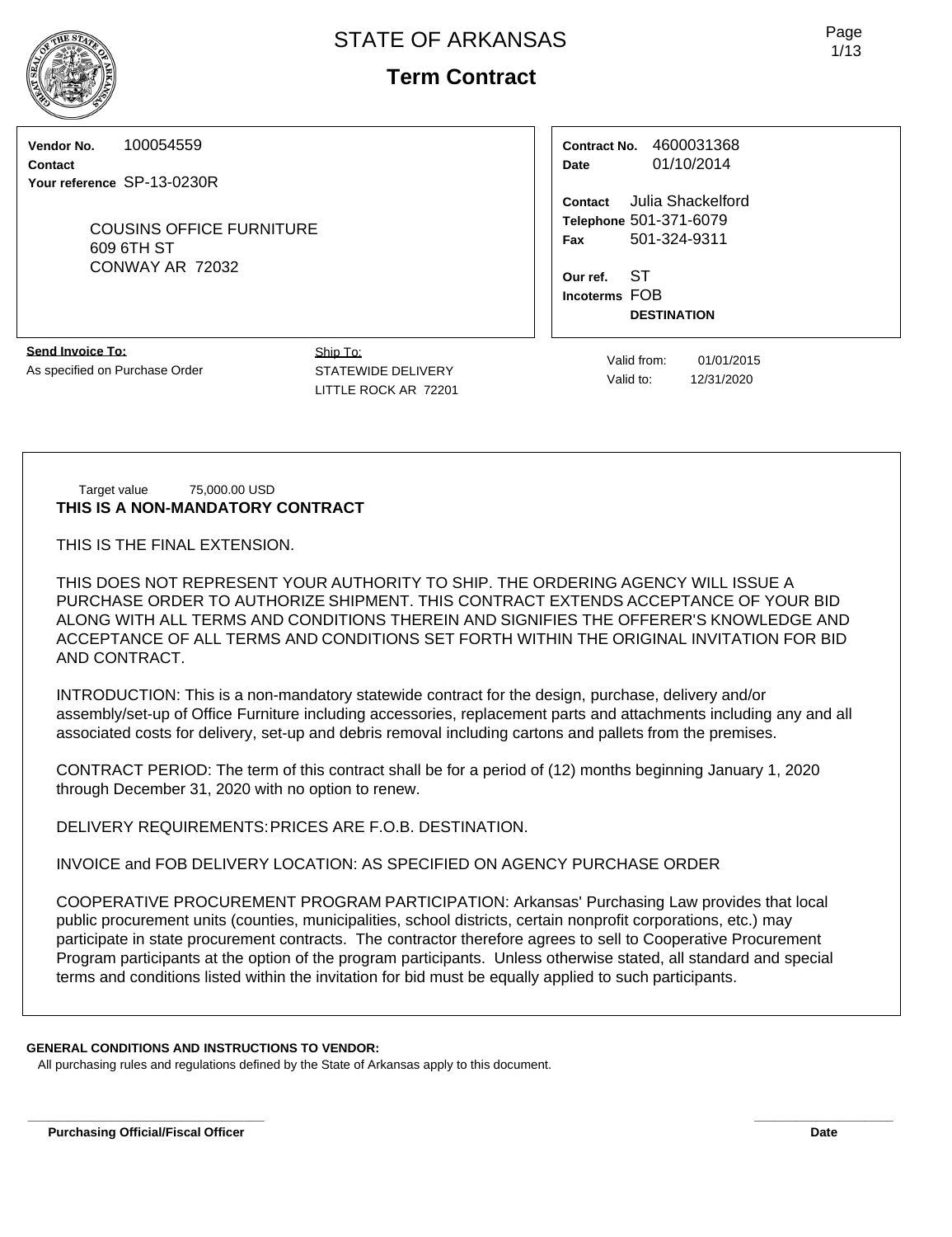# STATE OF ARKANSAS

## Term Contract

**Vendor No.** 100054559
**Contact**
**Your reference** SP-13-0230R

COUSINS OFFICE FURNITURE
609 6TH ST
CONWAY AR 72032

**Contract No.** 4600031368
**Date** 01/10/2014

**Contact** Julia Shackelford
**Telephone** 501-371-6079
**Fax** 501-324-9311

**Our ref.** ST
**Incoterms** FOB
**DESTINATION**

**Send Invoice To:**
As specified on Purchase Order

Ship To:
STATEWIDE DELIVERY
LITTLE ROCK AR 72201

Valid from: 01/01/2015
Valid to: 12/31/2020

Target value 75,000.00 USD

**THIS IS A NON-MANDATORY CONTRACT**

THIS IS THE FINAL EXTENSION.

THIS DOES NOT REPRESENT YOUR AUTHORITY TO SHIP. THE ORDERING AGENCY WILL ISSUE A PURCHASE ORDER TO AUTHORIZE SHIPMENT. THIS CONTRACT EXTENDS ACCEPTANCE OF YOUR BID ALONG WITH ALL TERMS AND CONDITIONS THEREIN AND SIGNIFIES THE OFFERER'S KNOWLEDGE AND ACCEPTANCE OF ALL TERMS AND CONDITIONS SET FORTH WITHIN THE ORIGINAL INVITATION FOR BID AND CONTRACT.

INTRODUCTION: This is a non-mandatory statewide contract for the design, purchase, delivery and/or assembly/set-up of Office Furniture including accessories, replacement parts and attachments including any and all associated costs for delivery, set-up and debris removal including cartons and pallets from the premises.

CONTRACT PERIOD: The term of this contract shall be for a period of (12) months beginning January 1, 2020 through December 31, 2020 with no option to renew.

DELIVERY REQUIREMENTS: PRICES ARE F.O.B. DESTINATION.

INVOICE and FOB DELIVERY LOCATION: AS SPECIFIED ON AGENCY PURCHASE ORDER

COOPERATIVE PROCUREMENT PROGRAM PARTICIPATION: Arkansas' Purchasing Law provides that local public procurement units (counties, municipalities, school districts, certain nonprofit corporations, etc.) may participate in state procurement contracts. The contractor therefore agrees to sell to Cooperative Procurement Program participants at the option of the program participants. Unless otherwise stated, all standard and special terms and conditions listed within the invitation for bid must be equally applied to such participants.

**GENERAL CONDITIONS AND INSTRUCTIONS TO VENDOR:**

All purchasing rules and regulations defined by the State of Arkansas apply to this document.

**Purchasing Official/Fiscal Officer** **Date**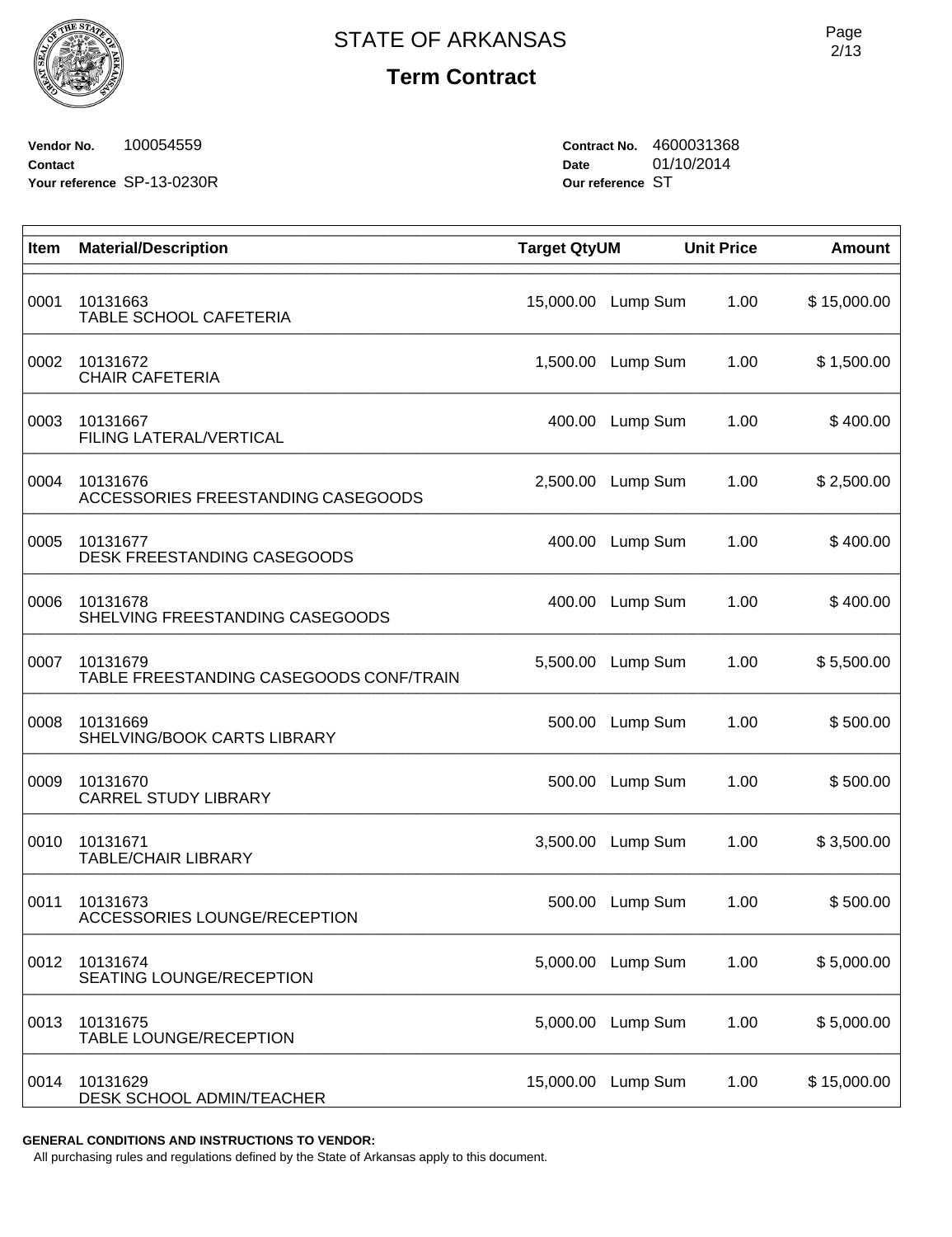# STATE OF ARKANSAS

## Term Contract

**Vendor No.** 100054559
**Contact**
**Your reference** SP-13-0230R

**Contract No.** 4600031368
**Date** 01/10/2014
**Our reference** ST

| Item | Material/Description | Target Qty | UM | Unit Price | Amount |
|---|---|---|---|---|---|
| 0001 | 10131663<br>TABLE SCHOOL CAFETERIA | 15,000.00 | Lump Sum | 1.00 | $ 15,000.00 |
| 0002 | 10131672<br>CHAIR CAFETERIA | 1,500.00 | Lump Sum | 1.00 | $ 1,500.00 |
| 0003 | 10131667<br>FILING LATERAL/VERTICAL | 400.00 | Lump Sum | 1.00 | $ 400.00 |
| 0004 | 10131676<br>ACCESSORIES FREESTANDING CASEGOODS | 2,500.00 | Lump Sum | 1.00 | $ 2,500.00 |
| 0005 | 10131677<br>DESK FREESTANDING CASEGOODS | 400.00 | Lump Sum | 1.00 | $ 400.00 |
| 0006 | 10131678<br>SHELVING FREESTANDING CASEGOODS | 400.00 | Lump Sum | 1.00 | $ 400.00 |
| 0007 | 10131679<br>TABLE FREESTANDING CASEGOODS CONF/TRAIN | 5,500.00 | Lump Sum | 1.00 | $ 5,500.00 |
| 0008 | 10131669<br>SHELVING/BOOK CARTS LIBRARY | 500.00 | Lump Sum | 1.00 | $ 500.00 |
| 0009 | 10131670<br>CARREL STUDY LIBRARY | 500.00 | Lump Sum | 1.00 | $ 500.00 |
| 0010 | 10131671<br>TABLE/CHAIR LIBRARY | 3,500.00 | Lump Sum | 1.00 | $ 3,500.00 |
| 0011 | 10131673<br>ACCESSORIES LOUNGE/RECEPTION | 500.00 | Lump Sum | 1.00 | $ 500.00 |
| 0012 | 10131674<br>SEATING LOUNGE/RECEPTION | 5,000.00 | Lump Sum | 1.00 | $ 5,000.00 |
| 0013 | 10131675<br>TABLE LOUNGE/RECEPTION | 5,000.00 | Lump Sum | 1.00 | $ 5,000.00 |
| 0014 | 10131629<br>DESK SCHOOL ADMIN/TEACHER | 15,000.00 | Lump Sum | 1.00 | $ 15,000.00 |

**GENERAL CONDITIONS AND INSTRUCTIONS TO VENDOR:**
All purchasing rules and regulations defined by the State of Arkansas apply to this document.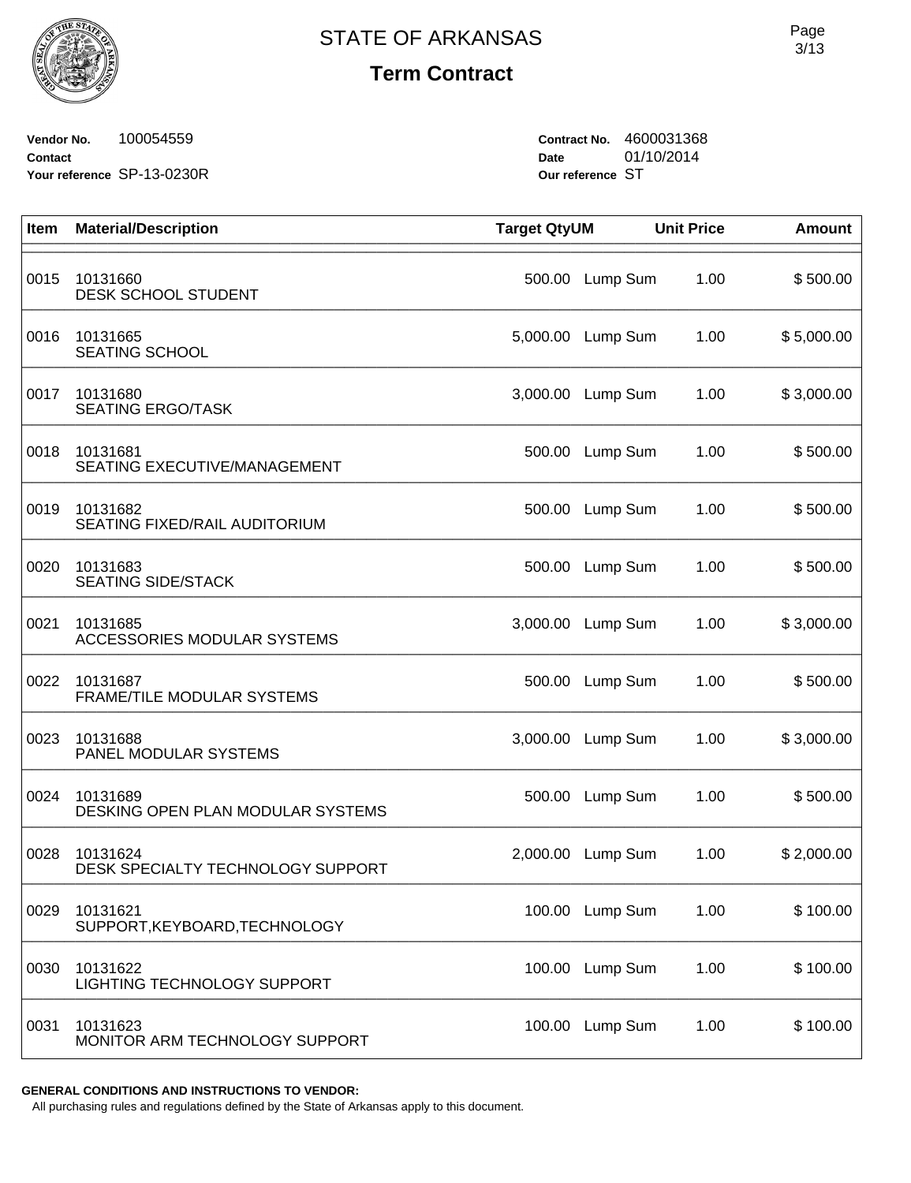# STATE OF ARKANSAS

## Term Contract

**Vendor No.** 100054559
**Contact**
**Your reference** SP-13-0230R

**Contract No.** 4600031368
**Date** 01/10/2014
**Our reference** ST

| Item | Material/Description | Target Qty | UM | Unit Price | Amount |
|---|---|---|---|---|---|
| 0015 | 10131660<br>DESK SCHOOL STUDENT | 500.00 | Lump Sum | 1.00 | $ 500.00 |
| 0016 | 10131665<br>SEATING SCHOOL | 5,000.00 | Lump Sum | 1.00 | $ 5,000.00 |
| 0017 | 10131680<br>SEATING ERGO/TASK | 3,000.00 | Lump Sum | 1.00 | $ 3,000.00 |
| 0018 | 10131681<br>SEATING EXECUTIVE/MANAGEMENT | 500.00 | Lump Sum | 1.00 | $ 500.00 |
| 0019 | 10131682<br>SEATING FIXED/RAIL AUDITORIUM | 500.00 | Lump Sum | 1.00 | $ 500.00 |
| 0020 | 10131683<br>SEATING SIDE/STACK | 500.00 | Lump Sum | 1.00 | $ 500.00 |
| 0021 | 10131685<br>ACCESSORIES MODULAR SYSTEMS | 3,000.00 | Lump Sum | 1.00 | $ 3,000.00 |
| 0022 | 10131687<br>FRAME/TILE MODULAR SYSTEMS | 500.00 | Lump Sum | 1.00 | $ 500.00 |
| 0023 | 10131688<br>PANEL MODULAR SYSTEMS | 3,000.00 | Lump Sum | 1.00 | $ 3,000.00 |
| 0024 | 10131689<br>DESKING OPEN PLAN MODULAR SYSTEMS | 500.00 | Lump Sum | 1.00 | $ 500.00 |
| 0028 | 10131624<br>DESK SPECIALTY TECHNOLOGY SUPPORT | 2,000.00 | Lump Sum | 1.00 | $ 2,000.00 |
| 0029 | 10131621<br>SUPPORT,KEYBOARD,TECHNOLOGY | 100.00 | Lump Sum | 1.00 | $ 100.00 |
| 0030 | 10131622<br>LIGHTING TECHNOLOGY SUPPORT | 100.00 | Lump Sum | 1.00 | $ 100.00 |
| 0031 | 10131623<br>MONITOR ARM TECHNOLOGY SUPPORT | 100.00 | Lump Sum | 1.00 | $ 100.00 |

**GENERAL CONDITIONS AND INSTRUCTIONS TO VENDOR:**
All purchasing rules and regulations defined by the State of Arkansas apply to this document.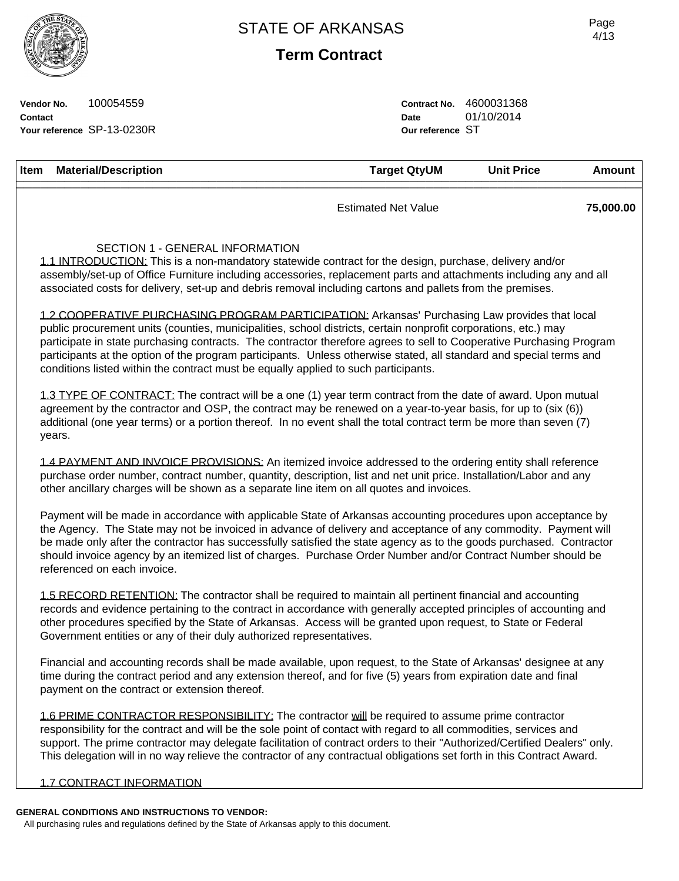# STATE OF ARKANSAS

## Term Contract

**Vendor No.** 100054559
**Contact**
**Your reference** SP-13-0230R

**Contract No.** 4600031368
**Date** 01/10/2014
**Our reference** ST

| Item | Material/Description | Target QtyUM | Unit Price | Amount |
|---|---|---|---|---|
| | | Estimated Net Value | | **75,000.00** |

SECTION 1 - GENERAL INFORMATION

1.1 INTRODUCTION: This is a non-mandatory statewide contract for the design, purchase, delivery and/or assembly/set-up of Office Furniture including accessories, replacement parts and attachments including any and all associated costs for delivery, set-up and debris removal including cartons and pallets from the premises.

1.2 COOPERATIVE PURCHASING PROGRAM PARTICIPATION: Arkansas' Purchasing Law provides that local public procurement units (counties, municipalities, school districts, certain nonprofit corporations, etc.) may participate in state purchasing contracts. The contractor therefore agrees to sell to Cooperative Purchasing Program participants at the option of the program participants. Unless otherwise stated, all standard and special terms and conditions listed within the contract must be equally applied to such participants.

1.3 TYPE OF CONTRACT: The contract will be a one (1) year term contract from the date of award. Upon mutual agreement by the contractor and OSP, the contract may be renewed on a year-to-year basis, for up to (six (6)) additional (one year terms) or a portion thereof. In no event shall the total contract term be more than seven (7) years.

1.4 PAYMENT AND INVOICE PROVISIONS: An itemized invoice addressed to the ordering entity shall reference purchase order number, contract number, quantity, description, list and net unit price. Installation/Labor and any other ancillary charges will be shown as a separate line item on all quotes and invoices.

Payment will be made in accordance with applicable State of Arkansas accounting procedures upon acceptance by the Agency. The State may not be invoiced in advance of delivery and acceptance of any commodity. Payment will be made only after the contractor has successfully satisfied the state agency as to the goods purchased. Contractor should invoice agency by an itemized list of charges. Purchase Order Number and/or Contract Number should be referenced on each invoice.

1.5 RECORD RETENTION: The contractor shall be required to maintain all pertinent financial and accounting records and evidence pertaining to the contract in accordance with generally accepted principles of accounting and other procedures specified by the State of Arkansas. Access will be granted upon request, to State or Federal Government entities or any of their duly authorized representatives.

Financial and accounting records shall be made available, upon request, to the State of Arkansas' designee at any time during the contract period and any extension thereof, and for five (5) years from expiration date and final payment on the contract or extension thereof.

1.6 PRIME CONTRACTOR RESPONSIBILITY: The contractor will be required to assume prime contractor responsibility for the contract and will be the sole point of contact with regard to all commodities, services and support. The prime contractor may delegate facilitation of contract orders to their "Authorized/Certified Dealers" only. This delegation will in no way relieve the contractor of any contractual obligations set forth in this Contract Award.

1.7 CONTRACT INFORMATION

**GENERAL CONDITIONS AND INSTRUCTIONS TO VENDOR:**
All purchasing rules and regulations defined by the State of Arkansas apply to this document.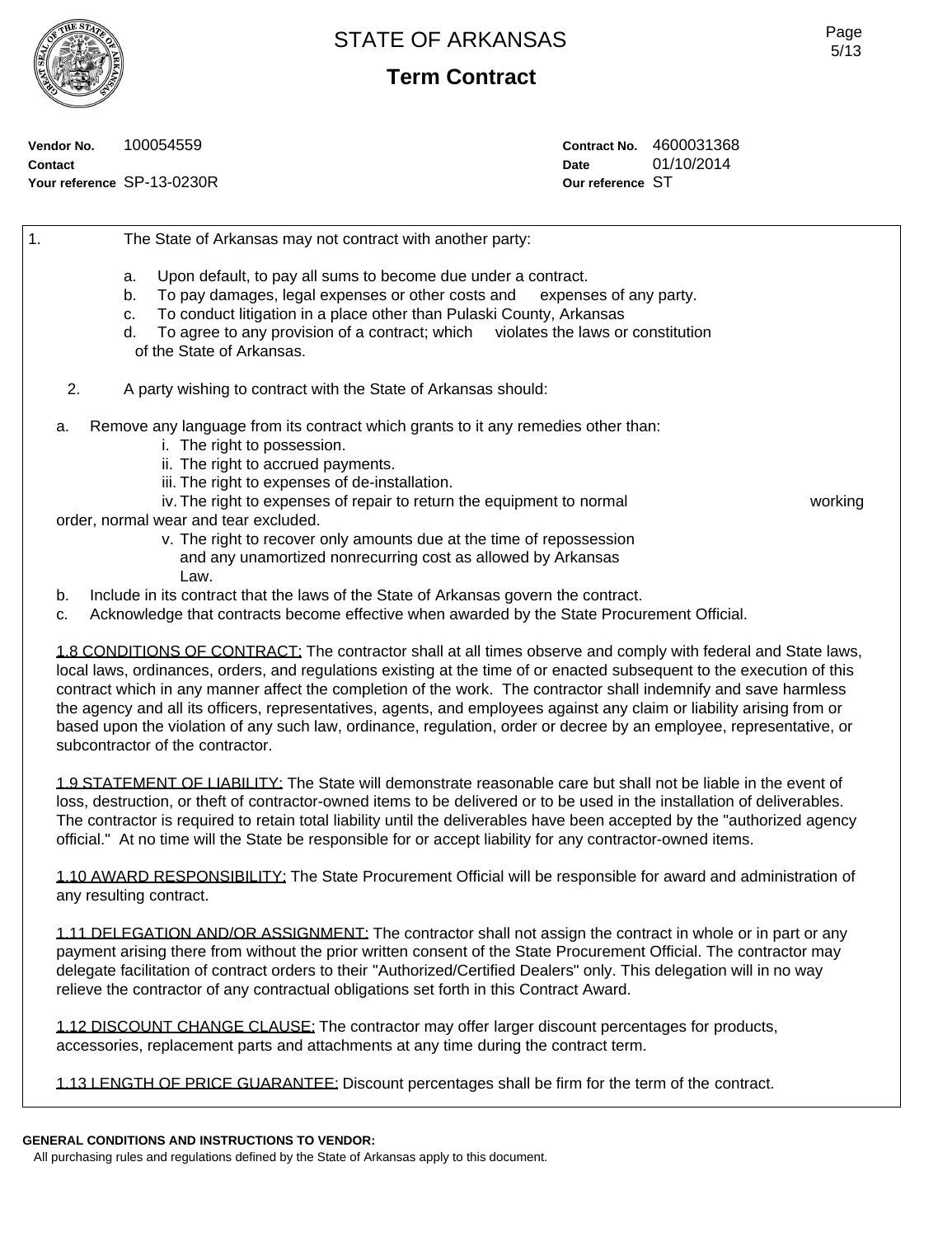# STATE OF ARKANSAS

## Term Contract

**Vendor No.** 100054559
**Contact**
**Your reference** SP-13-0230R

**Contract No.** 4600031368
**Date** 01/10/2014
**Our reference** ST

1. The State of Arkansas may not contract with another party:

   a. Upon default, to pay all sums to become due under a contract.
   b. To pay damages, legal expenses or other costs and expenses of any party.
   c. To conduct litigation in a place other than Pulaski County, Arkansas
   d. To agree to any provision of a contract; which violates the laws or constitution of the State of Arkansas.

2. A party wishing to contract with the State of Arkansas should:

   a. Remove any language from its contract which grants to it any remedies other than:
      i. The right to possession.
      ii. The right to accrued payments.
      iii. The right to expenses of de-installation.
      iv. The right to expenses of repair to return the equipment to normal working order, normal wear and tear excluded.
      v. The right to recover only amounts due at the time of repossession and any unamortized nonrecurring cost as allowed by Arkansas Law.
   b. Include in its contract that the laws of the State of Arkansas govern the contract.
   c. Acknowledge that contracts become effective when awarded by the State Procurement Official.

1.8 CONDITIONS OF CONTRACT: The contractor shall at all times observe and comply with federal and State laws, local laws, ordinances, orders, and regulations existing at the time of or enacted subsequent to the execution of this contract which in any manner affect the completion of the work. The contractor shall indemnify and save harmless the agency and all its officers, representatives, agents, and employees against any claim or liability arising from or based upon the violation of any such law, ordinance, regulation, order or decree by an employee, representative, or subcontractor of the contractor.

1.9 STATEMENT OF LIABILITY: The State will demonstrate reasonable care but shall not be liable in the event of loss, destruction, or theft of contractor-owned items to be delivered or to be used in the installation of deliverables. The contractor is required to retain total liability until the deliverables have been accepted by the "authorized agency official." At no time will the State be responsible for or accept liability for any contractor-owned items.

1.10 AWARD RESPONSIBILITY: The State Procurement Official will be responsible for award and administration of any resulting contract.

1.11 DELEGATION AND/OR ASSIGNMENT: The contractor shall not assign the contract in whole or in part or any payment arising there from without the prior written consent of the State Procurement Official. The contractor may delegate facilitation of contract orders to their "Authorized/Certified Dealers" only. This delegation will in no way relieve the contractor of any contractual obligations set forth in this Contract Award.

1.12 DISCOUNT CHANGE CLAUSE: The contractor may offer larger discount percentages for products, accessories, replacement parts and attachments at any time during the contract term.

1.13 LENGTH OF PRICE GUARANTEE: Discount percentages shall be firm for the term of the contract.

**GENERAL CONDITIONS AND INSTRUCTIONS TO VENDOR:**
All purchasing rules and regulations defined by the State of Arkansas apply to this document.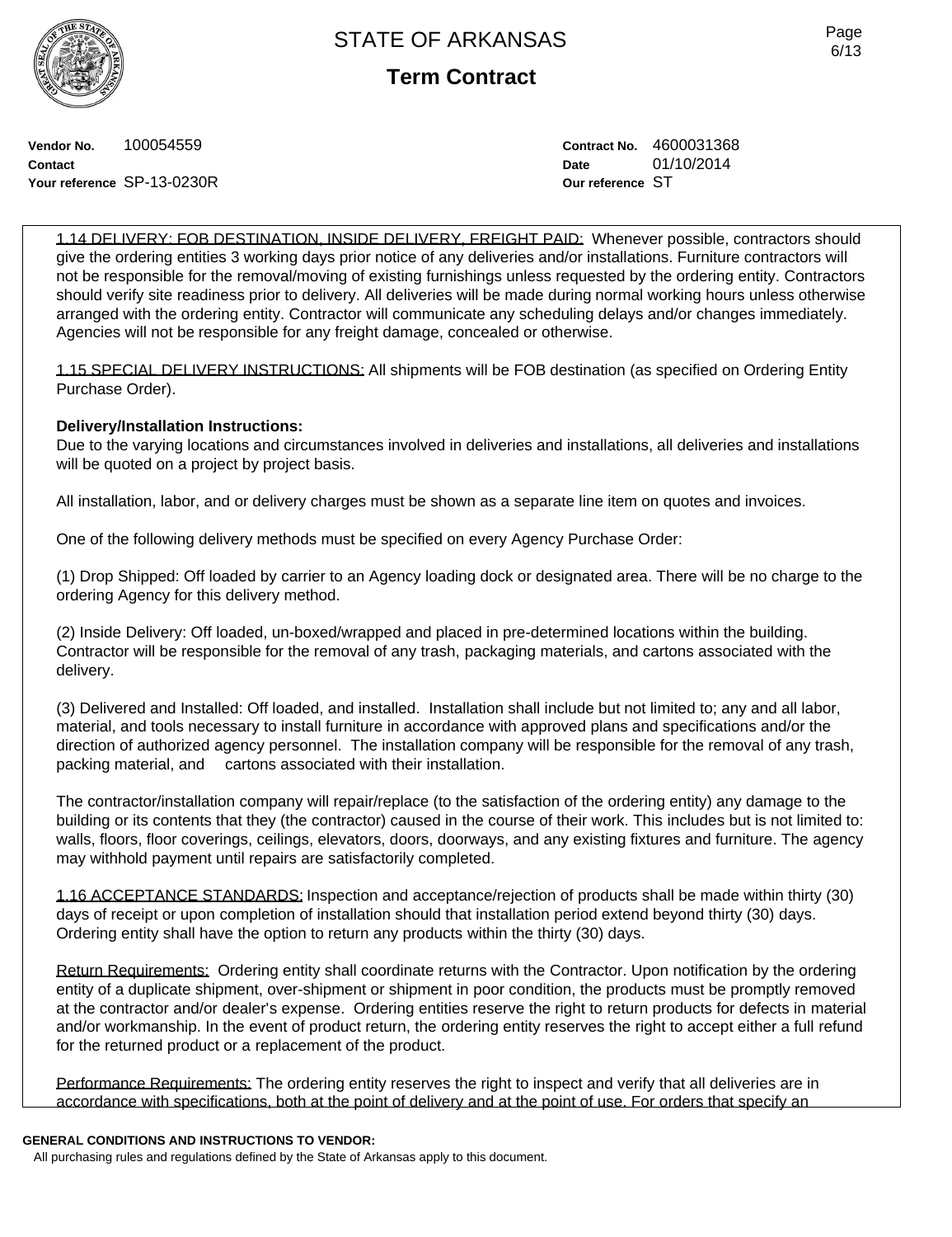STATE OF ARKANSAS

**Term Contract**

**Vendor No.** 100054559

**Contact**

**Your reference** SP-13-0230R

**Contract No.** 4600031368

**Date** 01/10/2014

**Our reference** ST

1.14 DELIVERY: FOB DESTINATION, INSIDE DELIVERY, FREIGHT PAID: Whenever possible, contractors should give the ordering entities 3 working days prior notice of any deliveries and/or installations. Furniture contractors will not be responsible for the removal/moving of existing furnishings unless requested by the ordering entity. Contractors should verify site readiness prior to delivery. All deliveries will be made during normal working hours unless otherwise arranged with the ordering entity. Contractor will communicate any scheduling delays and/or changes immediately. Agencies will not be responsible for any freight damage, concealed or otherwise.

1.15 SPECIAL DELIVERY INSTRUCTIONS: All shipments will be FOB destination (as specified on Ordering Entity Purchase Order).

**Delivery/Installation Instructions:**

Due to the varying locations and circumstances involved in deliveries and installations, all deliveries and installations will be quoted on a project by project basis.

All installation, labor, and or delivery charges must be shown as a separate line item on quotes and invoices.

One of the following delivery methods must be specified on every Agency Purchase Order:

(1) Drop Shipped: Off loaded by carrier to an Agency loading dock or designated area. There will be no charge to the ordering Agency for this delivery method.

(2) Inside Delivery: Off loaded, un-boxed/wrapped and placed in pre-determined locations within the building. Contractor will be responsible for the removal of any trash, packaging materials, and cartons associated with the delivery.

(3) Delivered and Installed: Off loaded, and installed. Installation shall include but not limited to; any and all labor, material, and tools necessary to install furniture in accordance with approved plans and specifications and/or the direction of authorized agency personnel. The installation company will be responsible for the removal of any trash, packing material, and cartons associated with their installation.

The contractor/installation company will repair/replace (to the satisfaction of the ordering entity) any damage to the building or its contents that they (the contractor) caused in the course of their work. This includes but is not limited to: walls, floors, floor coverings, ceilings, elevators, doors, doorways, and any existing fixtures and furniture. The agency may withhold payment until repairs are satisfactorily completed.

1.16 ACCEPTANCE STANDARDS: Inspection and acceptance/rejection of products shall be made within thirty (30) days of receipt or upon completion of installation should that installation period extend beyond thirty (30) days. Ordering entity shall have the option to return any products within the thirty (30) days.

Return Requirements: Ordering entity shall coordinate returns with the Contractor. Upon notification by the ordering entity of a duplicate shipment, over-shipment or shipment in poor condition, the products must be promptly removed at the contractor and/or dealer's expense. Ordering entities reserve the right to return products for defects in material and/or workmanship. In the event of product return, the ordering entity reserves the right to accept either a full refund for the returned product or a replacement of the product.

Performance Requirements: The ordering entity reserves the right to inspect and verify that all deliveries are in accordance with specifications, both at the point of delivery and at the point of use. For orders that specify an

**GENERAL CONDITIONS AND INSTRUCTIONS TO VENDOR:**

All purchasing rules and regulations defined by the State of Arkansas apply to this document.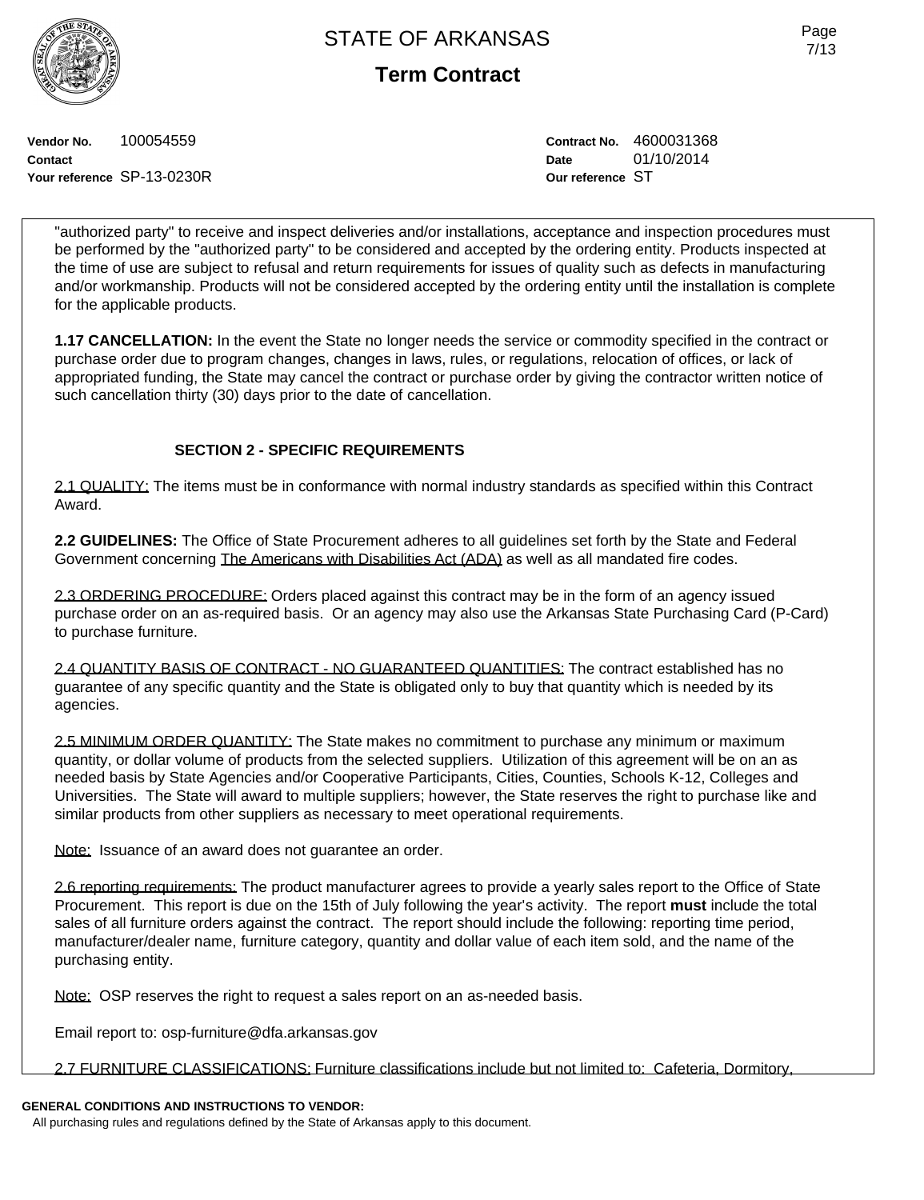"authorized party" to receive and inspect deliveries and/or installations, acceptance and inspection procedures must be performed by the "authorized party" to be considered and accepted by the ordering entity. Products inspected at the time of use are subject to refusal and return requirements for issues of quality such as defects in manufacturing and/or workmanship. Products will not be considered accepted by the ordering entity until the installation is complete for the applicable products.

**1.17 CANCELLATION:** In the event the State no longer needs the service or commodity specified in the contract or purchase order due to program changes, changes in laws, rules, or regulations, relocation of offices, or lack of appropriated funding, the State may cancel the contract or purchase order by giving the contractor written notice of such cancellation thirty (30) days prior to the date of cancellation.

## SECTION 2 - SPECIFIC REQUIREMENTS

2.1 QUALITY: The items must be in conformance with normal industry standards as specified within this Contract Award.

**2.2 GUIDELINES:** The Office of State Procurement adheres to all guidelines set forth by the State and Federal Government concerning The Americans with Disabilities Act (ADA) as well as all mandated fire codes.

2.3 ORDERING PROCEDURE: Orders placed against this contract may be in the form of an agency issued purchase order on an as-required basis. Or an agency may also use the Arkansas State Purchasing Card (P-Card) to purchase furniture.

2.4 QUANTITY BASIS OF CONTRACT - NO GUARANTEED QUANTITIES: The contract established has no guarantee of any specific quantity and the State is obligated only to buy that quantity which is needed by its agencies.

2.5 MINIMUM ORDER QUANTITY: The State makes no commitment to purchase any minimum or maximum quantity, or dollar volume of products from the selected suppliers. Utilization of this agreement will be on an as needed basis by State Agencies and/or Cooperative Participants, Cities, Counties, Schools K-12, Colleges and Universities. The State will award to multiple suppliers; however, the State reserves the right to purchase like and similar products from other suppliers as necessary to meet operational requirements.

Note: Issuance of an award does not guarantee an order.

2.6 reporting requirements: The product manufacturer agrees to provide a yearly sales report to the Office of State Procurement. This report is due on the 15th of July following the year's activity. The report **must** include the total sales of all furniture orders against the contract. The report should include the following: reporting time period, manufacturer/dealer name, furniture category, quantity and dollar value of each item sold, and the name of the purchasing entity.

Note: OSP reserves the right to request a sales report on an as-needed basis.

Email report to: osp-furniture@dfa.arkansas.gov

2.7 FURNITURE CLASSIFICATIONS: Furniture classifications include but not limited to: Cafeteria, Dormitory,

**GENERAL CONDITIONS AND INSTRUCTIONS TO VENDOR:**

All purchasing rules and regulations defined by the State of Arkansas apply to this document.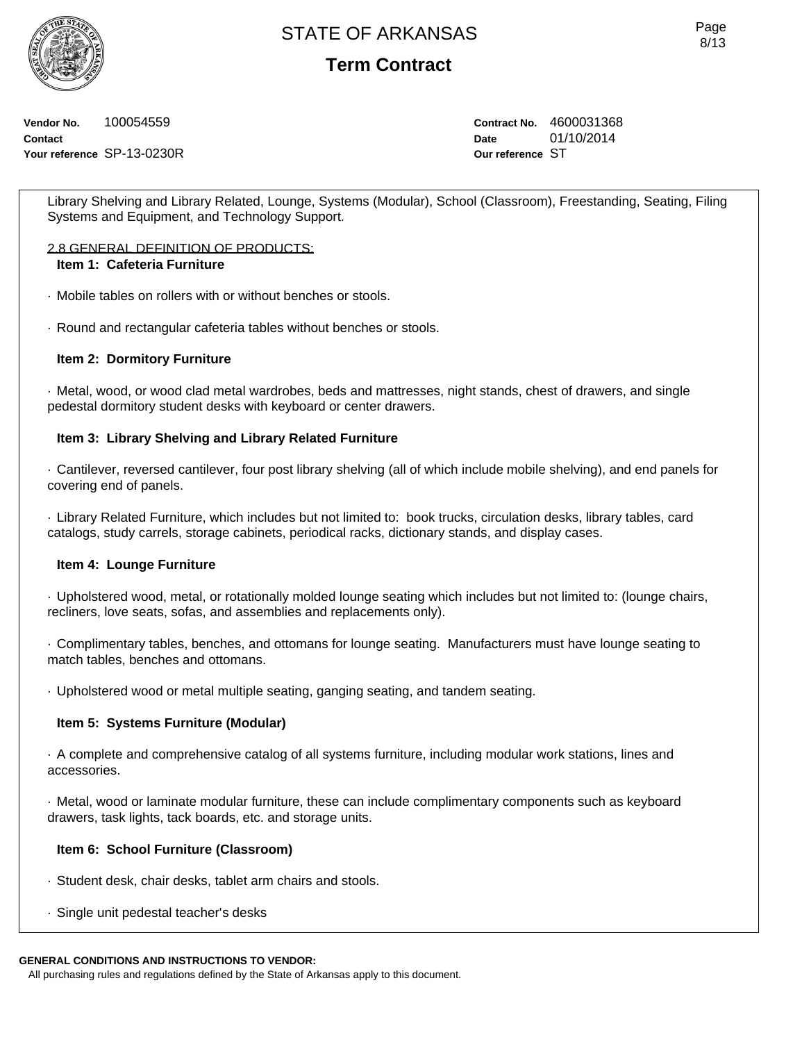# STATE OF ARKANSAS

## Term Contract

**Vendor No.** 100054559
**Contact**
**Your reference** SP-13-0230R

**Contract No.** 4600031368
**Date** 01/10/2014
**Our reference** ST

Library Shelving and Library Related, Lounge, Systems (Modular), School (Classroom), Freestanding, Seating, Filing Systems and Equipment, and Technology Support.

2.8 GENERAL DEFINITION OF PRODUCTS:

**Item 1: Cafeteria Furniture**

· Mobile tables on rollers with or without benches or stools.

· Round and rectangular cafeteria tables without benches or stools.

**Item 2: Dormitory Furniture**

· Metal, wood, or wood clad metal wardrobes, beds and mattresses, night stands, chest of drawers, and single pedestal dormitory student desks with keyboard or center drawers.

**Item 3: Library Shelving and Library Related Furniture**

· Cantilever, reversed cantilever, four post library shelving (all of which include mobile shelving), and end panels for covering end of panels.

· Library Related Furniture, which includes but not limited to: book trucks, circulation desks, library tables, card catalogs, study carrels, storage cabinets, periodical racks, dictionary stands, and display cases.

**Item 4: Lounge Furniture**

· Upholstered wood, metal, or rotationally molded lounge seating which includes but not limited to: (lounge chairs, recliners, love seats, sofas, and assemblies and replacements only).

· Complimentary tables, benches, and ottomans for lounge seating. Manufacturers must have lounge seating to match tables, benches and ottomans.

· Upholstered wood or metal multiple seating, ganging seating, and tandem seating.

**Item 5: Systems Furniture (Modular)**

· A complete and comprehensive catalog of all systems furniture, including modular work stations, lines and accessories.

· Metal, wood or laminate modular furniture, these can include complimentary components such as keyboard drawers, task lights, tack boards, etc. and storage units.

**Item 6: School Furniture (Classroom)**

· Student desk, chair desks, tablet arm chairs and stools.

· Single unit pedestal teacher's desks

**GENERAL CONDITIONS AND INSTRUCTIONS TO VENDOR:**
All purchasing rules and regulations defined by the State of Arkansas apply to this document.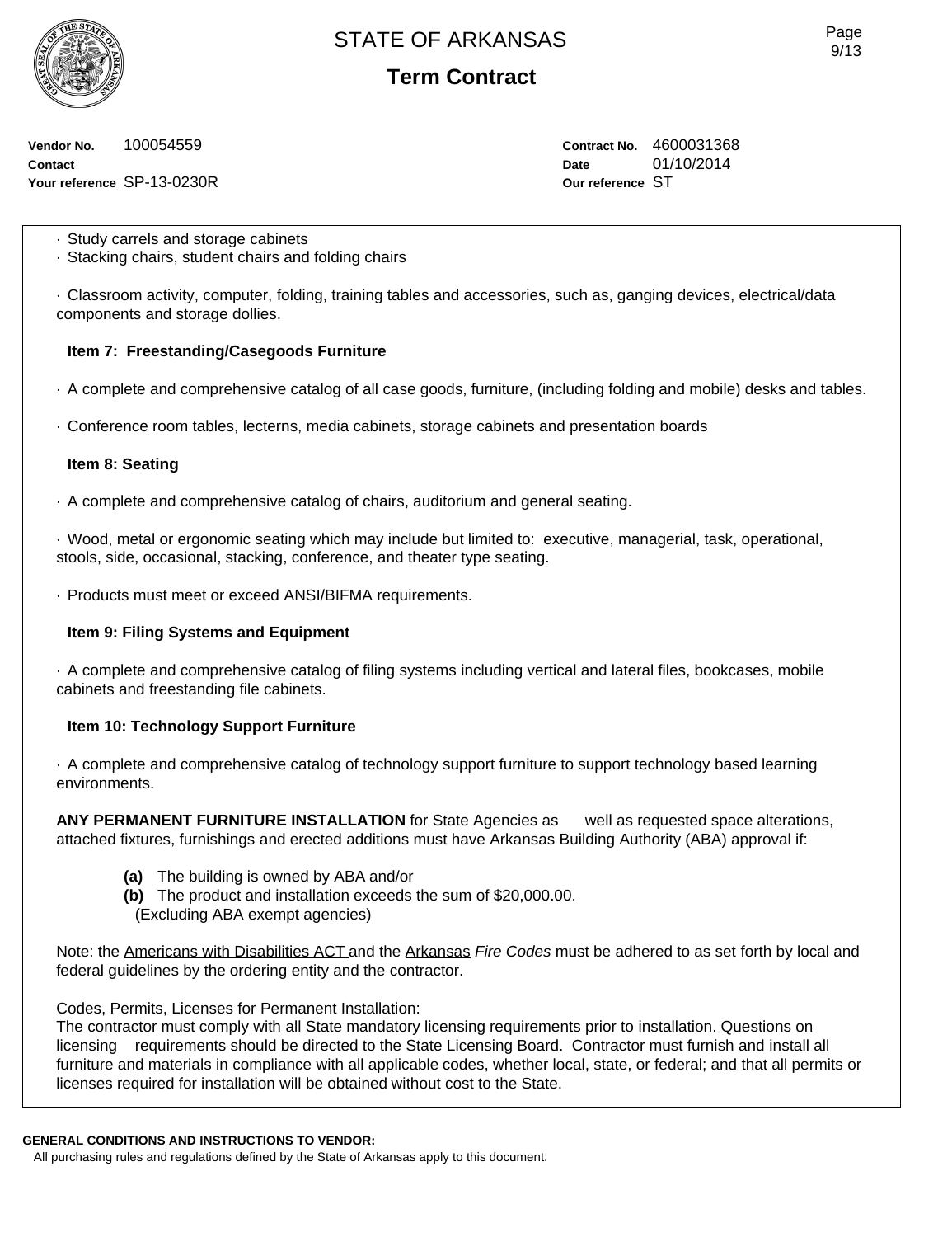**Vendor No.** 100054559
**Contact**
**Your reference** SP-13-0230R

**Contract No.** 4600031368
**Date** 01/10/2014
**Our reference** ST

· Study carrels and storage cabinets
· Stacking chairs, student chairs and folding chairs

· Classroom activity, computer, folding, training tables and accessories, such as, ganging devices, electrical/data components and storage dollies.

**Item 7: Freestanding/Casegoods Furniture**

· A complete and comprehensive catalog of all case goods, furniture, (including folding and mobile) desks and tables.

· Conference room tables, lecterns, media cabinets, storage cabinets and presentation boards

**Item 8: Seating**

· A complete and comprehensive catalog of chairs, auditorium and general seating.

· Wood, metal or ergonomic seating which may include but limited to: executive, managerial, task, operational, stools, side, occasional, stacking, conference, and theater type seating.

· Products must meet or exceed ANSI/BIFMA requirements.

**Item 9: Filing Systems and Equipment**

· A complete and comprehensive catalog of filing systems including vertical and lateral files, bookcases, mobile cabinets and freestanding file cabinets.

**Item 10: Technology Support Furniture**

· A complete and comprehensive catalog of technology support furniture to support technology based learning environments.

**ANY PERMANENT FURNITURE INSTALLATION** for State Agencies as well as requested space alterations, attached fixtures, furnishings and erected additions must have Arkansas Building Authority (ABA) approval if:

**(a)** The building is owned by ABA and/or
**(b)** The product and installation exceeds the sum of $20,000.00.
(Excluding ABA exempt agencies)

Note: the Americans with Disabilities ACT and the Arkansas *Fire Codes* must be adhered to as set forth by local and federal guidelines by the ordering entity and the contractor.

Codes, Permits, Licenses for Permanent Installation:
The contractor must comply with all State mandatory licensing requirements prior to installation. Questions on licensing requirements should be directed to the State Licensing Board. Contractor must furnish and install all furniture and materials in compliance with all applicable codes, whether local, state, or federal; and that all permits or licenses required for installation will be obtained without cost to the State.

**GENERAL CONDITIONS AND INSTRUCTIONS TO VENDOR:**
All purchasing rules and regulations defined by the State of Arkansas apply to this document.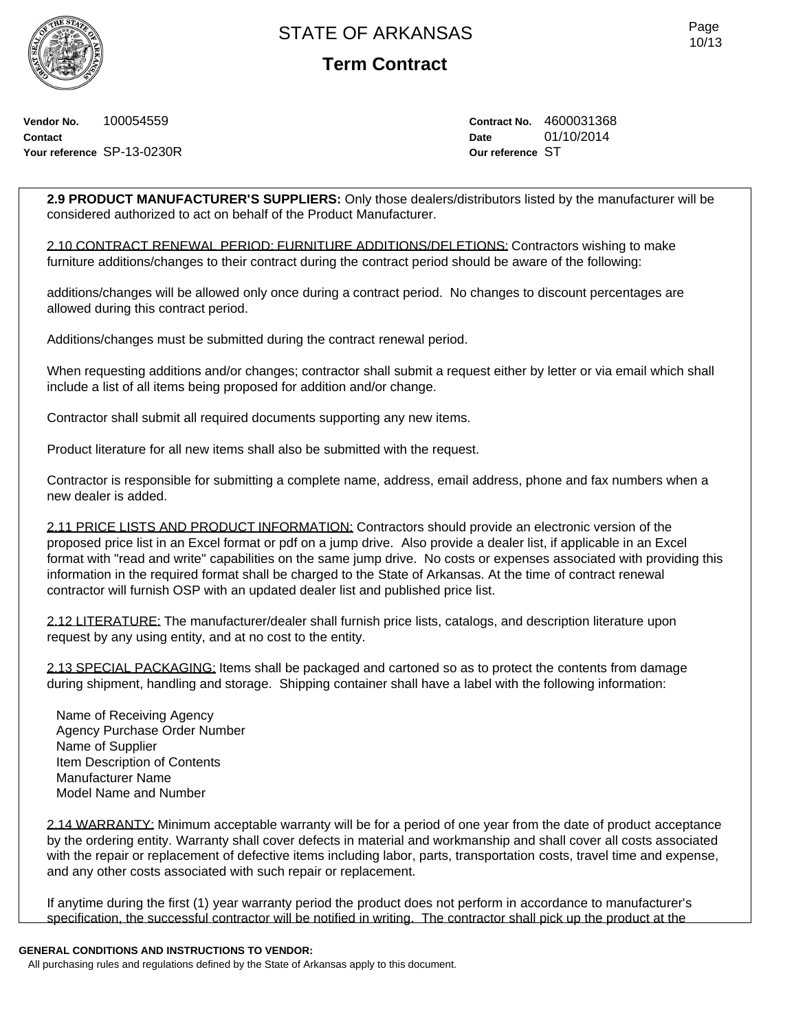**Vendor No.** 100054559
**Contact**
**Your reference** SP-13-0230R

**Contract No.** 4600031368
**Date** 01/10/2014
**Our reference** ST

**2.9 PRODUCT MANUFACTURER'S SUPPLIERS:** Only those dealers/distributors listed by the manufacturer will be considered authorized to act on behalf of the Product Manufacturer.

2.10 CONTRACT RENEWAL PERIOD: FURNITURE ADDITIONS/DELETIONS: Contractors wishing to make furniture additions/changes to their contract during the contract period should be aware of the following:

additions/changes will be allowed only once during a contract period. No changes to discount percentages are allowed during this contract period.

Additions/changes must be submitted during the contract renewal period.

When requesting additions and/or changes; contractor shall submit a request either by letter or via email which shall include a list of all items being proposed for addition and/or change.

Contractor shall submit all required documents supporting any new items.

Product literature for all new items shall also be submitted with the request.

Contractor is responsible for submitting a complete name, address, email address, phone and fax numbers when a new dealer is added.

2.11 PRICE LISTS AND PRODUCT INFORMATION: Contractors should provide an electronic version of the proposed price list in an Excel format or pdf on a jump drive. Also provide a dealer list, if applicable in an Excel format with "read and write" capabilities on the same jump drive. No costs or expenses associated with providing this information in the required format shall be charged to the State of Arkansas. At the time of contract renewal contractor will furnish OSP with an updated dealer list and published price list.

2.12 LITERATURE: The manufacturer/dealer shall furnish price lists, catalogs, and description literature upon request by any using entity, and at no cost to the entity.

2.13 SPECIAL PACKAGING: Items shall be packaged and cartoned so as to protect the contents from damage during shipment, handling and storage. Shipping container shall have a label with the following information:

Name of Receiving Agency
Agency Purchase Order Number
Name of Supplier
Item Description of Contents
Manufacturer Name
Model Name and Number

2.14 WARRANTY: Minimum acceptable warranty will be for a period of one year from the date of product acceptance by the ordering entity. Warranty shall cover defects in material and workmanship and shall cover all costs associated with the repair or replacement of defective items including labor, parts, transportation costs, travel time and expense, and any other costs associated with such repair or replacement.

If anytime during the first (1) year warranty period the product does not perform in accordance to manufacturer's specification, the successful contractor will be notified in writing. The contractor shall pick up the product at the

**GENERAL CONDITIONS AND INSTRUCTIONS TO VENDOR:**
All purchasing rules and regulations defined by the State of Arkansas apply to this document.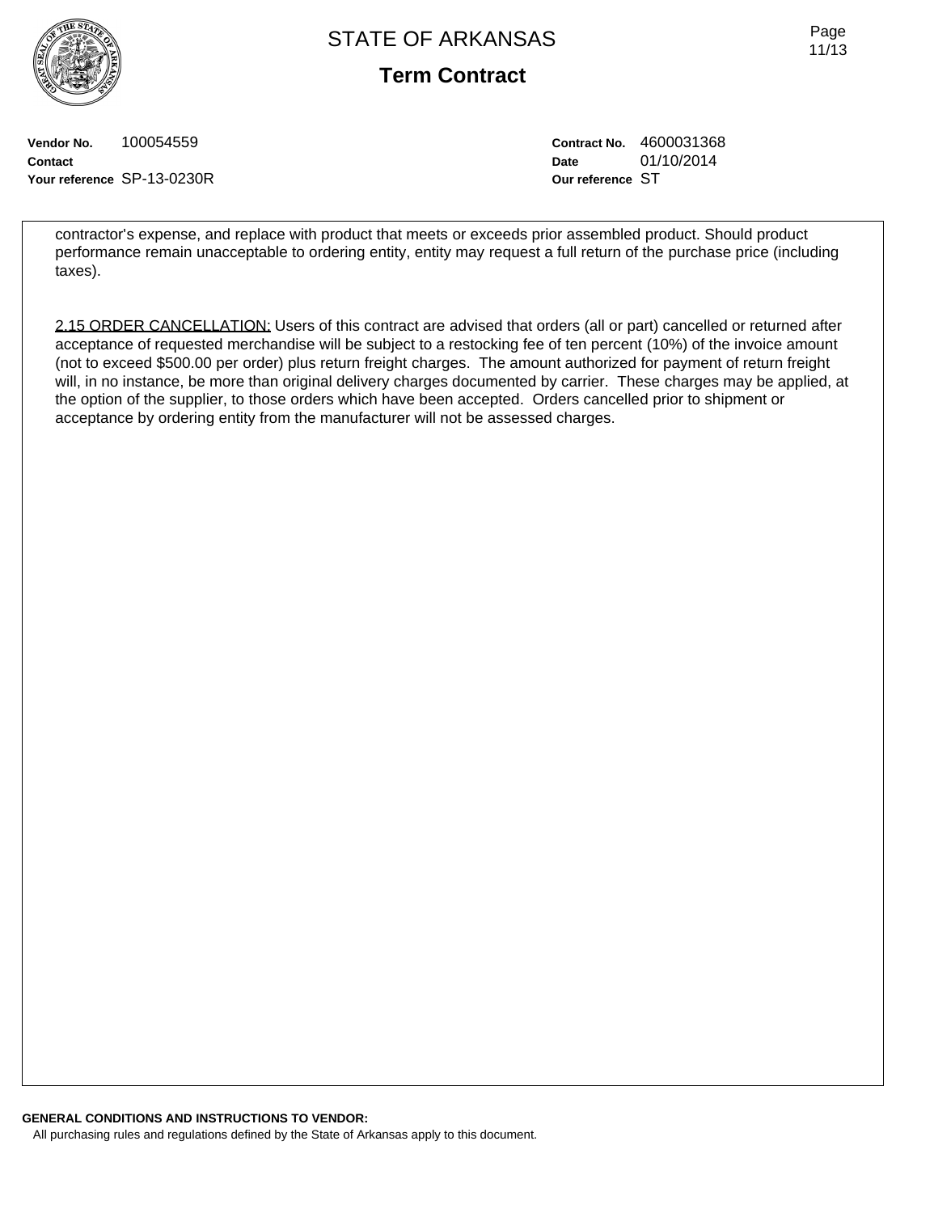**Vendor No.** 100054559
**Contact**
**Your reference** SP-13-0230R

**Contract No.** 4600031368
**Date** 01/10/2014
**Our reference** ST

contractor's expense, and replace with product that meets or exceeds prior assembled product. Should product performance remain unacceptable to ordering entity, entity may request a full return of the purchase price (including taxes).

2.15 ORDER CANCELLATION: Users of this contract are advised that orders (all or part) cancelled or returned after acceptance of requested merchandise will be subject to a restocking fee of ten percent (10%) of the invoice amount (not to exceed $500.00 per order) plus return freight charges. The amount authorized for payment of return freight will, in no instance, be more than original delivery charges documented by carrier. These charges may be applied, at the option of the supplier, to those orders which have been accepted. Orders cancelled prior to shipment or acceptance by ordering entity from the manufacturer will not be assessed charges.

**GENERAL CONDITIONS AND INSTRUCTIONS TO VENDOR:**

All purchasing rules and regulations defined by the State of Arkansas apply to this document.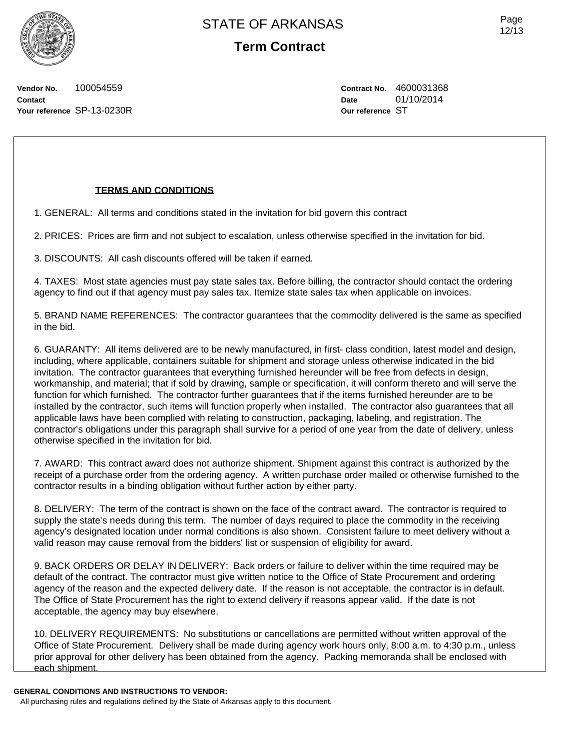# STATE OF ARKANSAS

## Term Contract

**Vendor No.** 100054559
**Contact**
**Your reference** SP-13-0230R

**Contract No.** 4600031368
**Date** 01/10/2014
**Our reference** ST

### TERMS AND CONDITIONS

1. GENERAL: All terms and conditions stated in the invitation for bid govern this contract

2. PRICES: Prices are firm and not subject to escalation, unless otherwise specified in the invitation for bid.

3. DISCOUNTS: All cash discounts offered will be taken if earned.

4. TAXES: Most state agencies must pay state sales tax. Before billing, the contractor should contact the ordering agency to find out if that agency must pay sales tax. Itemize state sales tax when applicable on invoices.

5. BRAND NAME REFERENCES: The contractor guarantees that the commodity delivered is the same as specified in the bid.

6. GUARANTY: All items delivered are to be newly manufactured, in first- class condition, latest model and design, including, where applicable, containers suitable for shipment and storage unless otherwise indicated in the bid invitation. The contractor guarantees that everything furnished hereunder will be free from defects in design, workmanship, and material; that if sold by drawing, sample or specification, it will conform thereto and will serve the function for which furnished. The contractor further guarantees that if the items furnished hereunder are to be installed by the contractor, such items will function properly when installed. The contractor also guarantees that all applicable laws have been complied with relating to construction, packaging, labeling, and registration. The contractor's obligations under this paragraph shall survive for a period of one year from the date of delivery, unless otherwise specified in the invitation for bid.

7. AWARD: This contract award does not authorize shipment. Shipment against this contract is authorized by the receipt of a purchase order from the ordering agency. A written purchase order mailed or otherwise furnished to the contractor results in a binding obligation without further action by either party.

8. DELIVERY: The term of the contract is shown on the face of the contract award. The contractor is required to supply the state's needs during this term. The number of days required to place the commodity in the receiving agency's designated location under normal conditions is also shown. Consistent failure to meet delivery without a valid reason may cause removal from the bidders' list or suspension of eligibility for award.

9. BACK ORDERS OR DELAY IN DELIVERY: Back orders or failure to deliver within the time required may be default of the contract. The contractor must give written notice to the Office of State Procurement and ordering agency of the reason and the expected delivery date. If the reason is not acceptable, the contractor is in default. The Office of State Procurement has the right to extend delivery if reasons appear valid. If the date is not acceptable, the agency may buy elsewhere.

10. DELIVERY REQUIREMENTS: No substitutions or cancellations are permitted without written approval of the Office of State Procurement. Delivery shall be made during agency work hours only, 8:00 a.m. to 4:30 p.m., unless prior approval for other delivery has been obtained from the agency. Packing memoranda shall be enclosed with each shipment.

**GENERAL CONDITIONS AND INSTRUCTIONS TO VENDOR:**
All purchasing rules and regulations defined by the State of Arkansas apply to this document.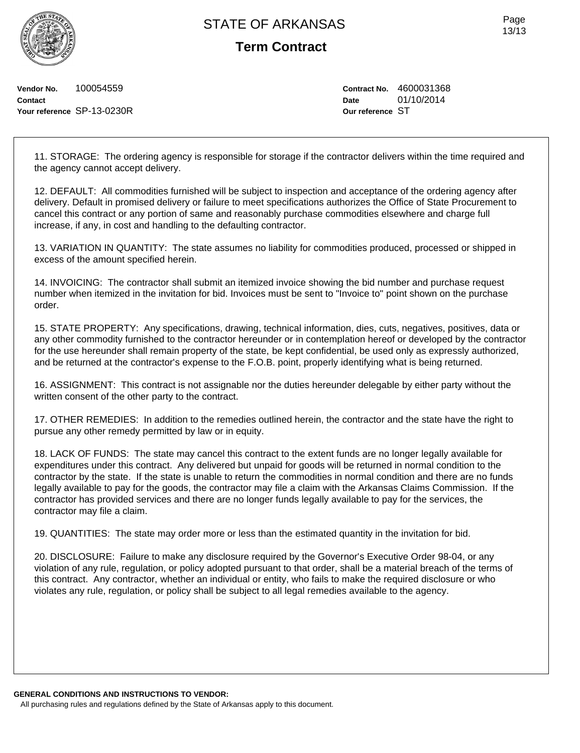# STATE OF ARKANSAS

## Term Contract

**Vendor No.** 100054559
**Contact**
**Your reference** SP-13-0230R

**Contract No.** 4600031368
**Date** 01/10/2014
**Our reference** ST

11. STORAGE: The ordering agency is responsible for storage if the contractor delivers within the time required and the agency cannot accept delivery.

12. DEFAULT: All commodities furnished will be subject to inspection and acceptance of the ordering agency after delivery. Default in promised delivery or failure to meet specifications authorizes the Office of State Procurement to cancel this contract or any portion of same and reasonably purchase commodities elsewhere and charge full increase, if any, in cost and handling to the defaulting contractor.

13. VARIATION IN QUANTITY: The state assumes no liability for commodities produced, processed or shipped in excess of the amount specified herein.

14. INVOICING: The contractor shall submit an itemized invoice showing the bid number and purchase request number when itemized in the invitation for bid. Invoices must be sent to "Invoice to" point shown on the purchase order.

15. STATE PROPERTY: Any specifications, drawing, technical information, dies, cuts, negatives, positives, data or any other commodity furnished to the contractor hereunder or in contemplation hereof or developed by the contractor for the use hereunder shall remain property of the state, be kept confidential, be used only as expressly authorized, and be returned at the contractor's expense to the F.O.B. point, properly identifying what is being returned.

16. ASSIGNMENT: This contract is not assignable nor the duties hereunder delegable by either party without the written consent of the other party to the contract.

17. OTHER REMEDIES: In addition to the remedies outlined herein, the contractor and the state have the right to pursue any other remedy permitted by law or in equity.

18. LACK OF FUNDS: The state may cancel this contract to the extent funds are no longer legally available for expenditures under this contract. Any delivered but unpaid for goods will be returned in normal condition to the contractor by the state. If the state is unable to return the commodities in normal condition and there are no funds legally available to pay for the goods, the contractor may file a claim with the Arkansas Claims Commission. If the contractor has provided services and there are no longer funds legally available to pay for the services, the contractor may file a claim.

19. QUANTITIES: The state may order more or less than the estimated quantity in the invitation for bid.

20. DISCLOSURE: Failure to make any disclosure required by the Governor's Executive Order 98-04, or any violation of any rule, regulation, or policy adopted pursuant to that order, shall be a material breach of the terms of this contract. Any contractor, whether an individual or entity, who fails to make the required disclosure or who violates any rule, regulation, or policy shall be subject to all legal remedies available to the agency.

**GENERAL CONDITIONS AND INSTRUCTIONS TO VENDOR:**

All purchasing rules and regulations defined by the State of Arkansas apply to this document.